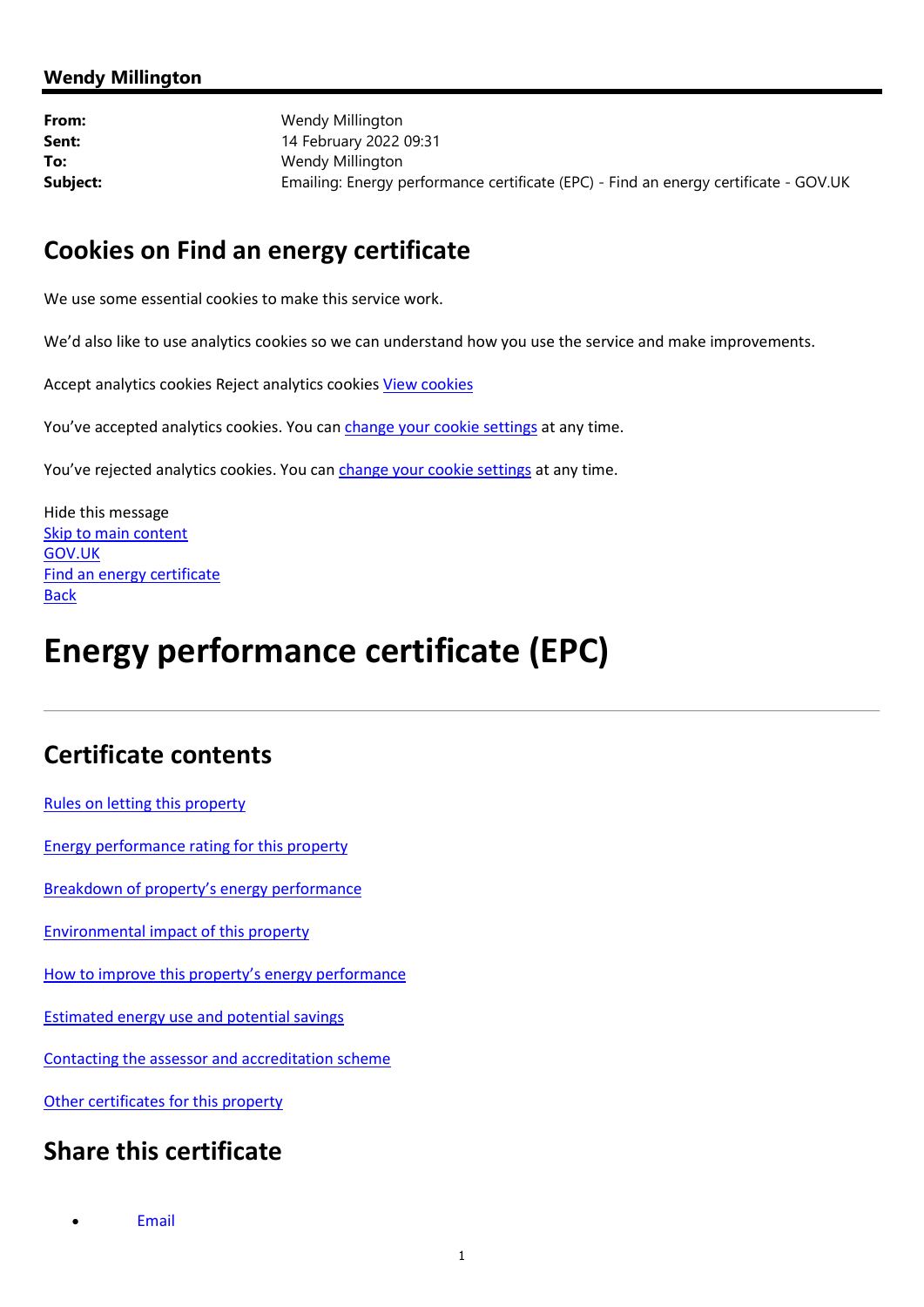**Wendy Millington**

| | |
|---|---|
| **From:** | Wendy Millington |
| **Sent:** | 14 February 2022 09:31 |
| **To:** | Wendy Millington |
| **Subject:** | Emailing: Energy performance certificate (EPC) - Find an energy certificate - GOV.UK |

## Cookies on Find an energy certificate

We use some essential cookies to make this service work.

We'd also like to use analytics cookies so we can understand how you use the service and make improvements.

Accept analytics cookies Reject analytics cookies View cookies

You've accepted analytics cookies. You can change your cookie settings at any time.

You've rejected analytics cookies. You can change your cookie settings at any time.

Hide this message
Skip to main content
GOV.UK
Find an energy certificate
Back

# Energy performance certificate (EPC)

---

## Certificate contents

Rules on letting this property

Energy performance rating for this property

Breakdown of property's energy performance

Environmental impact of this property

How to improve this property's energy performance

Estimated energy use and potential savings

Contacting the assessor and accreditation scheme

Other certificates for this property

## Share this certificate

- Email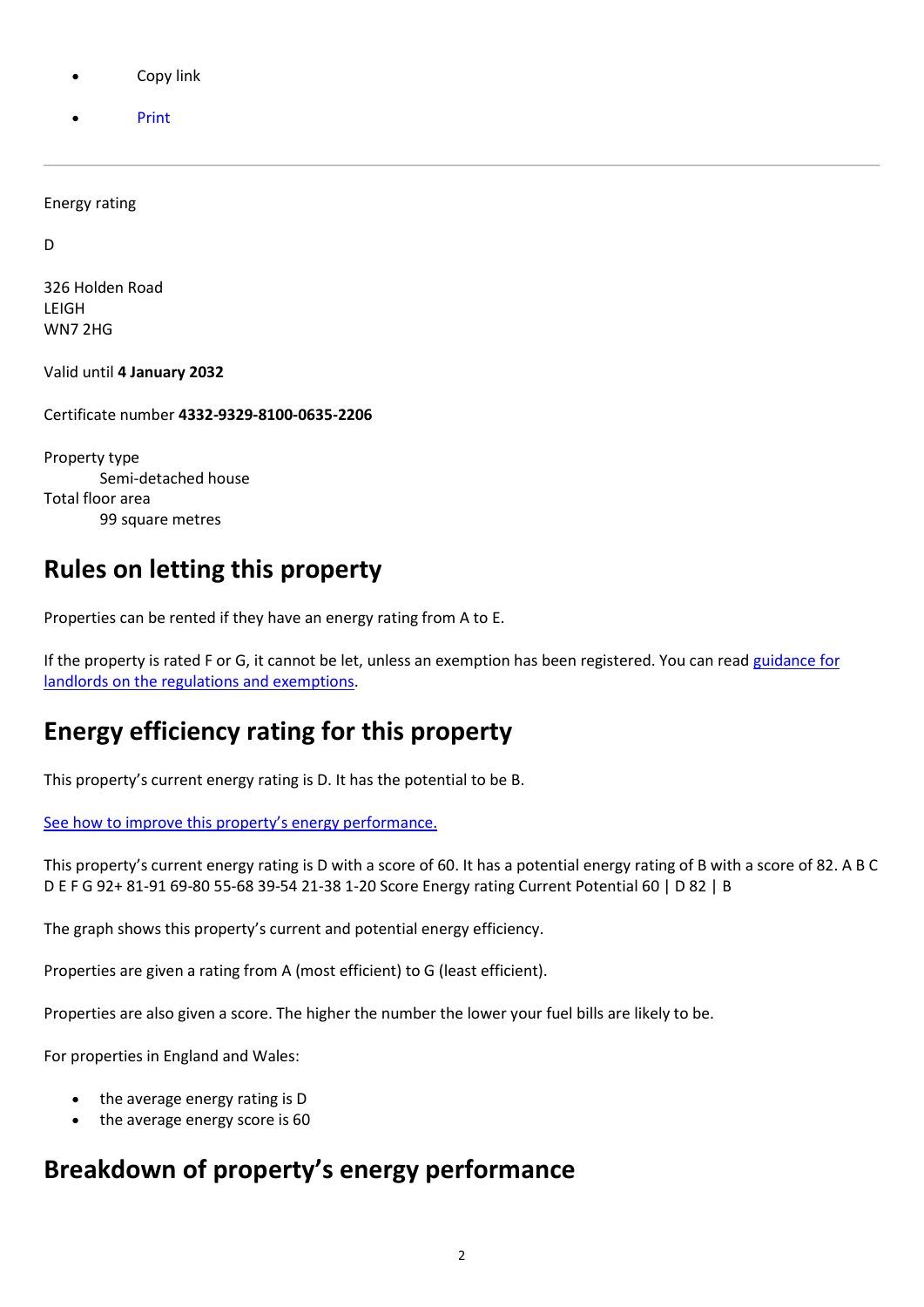- Copy link
- Print

---

Energy rating

D

326 Holden Road
LEIGH
WN7 2HG

Valid until **4 January 2032**

Certificate number **4332-9329-8100-0635-2206**

Property type
    Semi-detached house
Total floor area
    99 square metres

## Rules on letting this property

Properties can be rented if they have an energy rating from A to E.

If the property is rated F or G, it cannot be let, unless an exemption has been registered. You can read guidance for landlords on the regulations and exemptions.

## Energy efficiency rating for this property

This property's current energy rating is D. It has the potential to be B.

See how to improve this property's energy performance.

This property's current energy rating is D with a score of 60. It has a potential energy rating of B with a score of 82. A B C D E F G 92+ 81-91 69-80 55-68 39-54 21-38 1-20 Score Energy rating Current Potential 60 | D 82 | B

The graph shows this property's current and potential energy efficiency.

Properties are given a rating from A (most efficient) to G (least efficient).

Properties are also given a score. The higher the number the lower your fuel bills are likely to be.

For properties in England and Wales:

- the average energy rating is D
- the average energy score is 60

## Breakdown of property's energy performance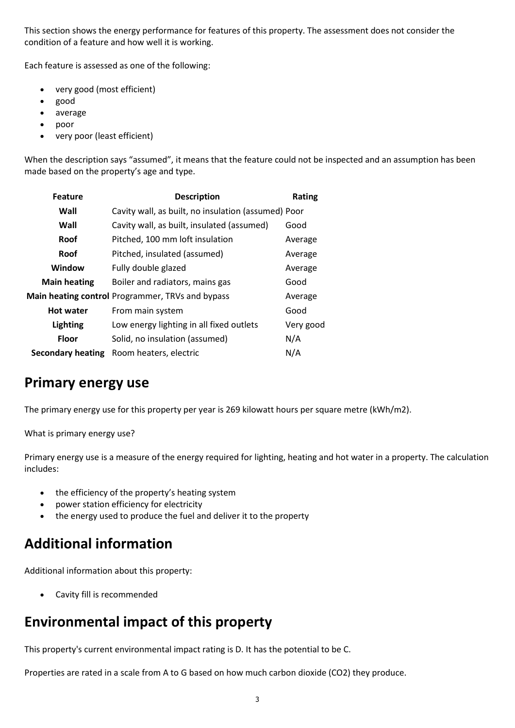This section shows the energy performance for features of this property. The assessment does not consider the condition of a feature and how well it is working.

Each feature is assessed as one of the following:

- very good (most efficient)
- good
- average
- poor
- very poor (least efficient)

When the description says "assumed", it means that the feature could not be inspected and an assumption has been made based on the property's age and type.

| Feature | Description | Rating |
|---|---|---|
| **Wall** | Cavity wall, as built, no insulation (assumed) | Poor |
| **Wall** | Cavity wall, as built, insulated (assumed) | Good |
| **Roof** | Pitched, 100 mm loft insulation | Average |
| **Roof** | Pitched, insulated (assumed) | Average |
| **Window** | Fully double glazed | Average |
| **Main heating** | Boiler and radiators, mains gas | Good |
| **Main heating control** | Programmer, TRVs and bypass | Average |
| **Hot water** | From main system | Good |
| **Lighting** | Low energy lighting in all fixed outlets | Very good |
| **Floor** | Solid, no insulation (assumed) | N/A |
| **Secondary heating** | Room heaters, electric | N/A |

## Primary energy use

The primary energy use for this property per year is 269 kilowatt hours per square metre (kWh/m2).

What is primary energy use?

Primary energy use is a measure of the energy required for lighting, heating and hot water in a property. The calculation includes:

- the efficiency of the property's heating system
- power station efficiency for electricity
- the energy used to produce the fuel and deliver it to the property

## Additional information

Additional information about this property:

- Cavity fill is recommended

## Environmental impact of this property

This property's current environmental impact rating is D. It has the potential to be C.

Properties are rated in a scale from A to G based on how much carbon dioxide ($CO_2$) they produce.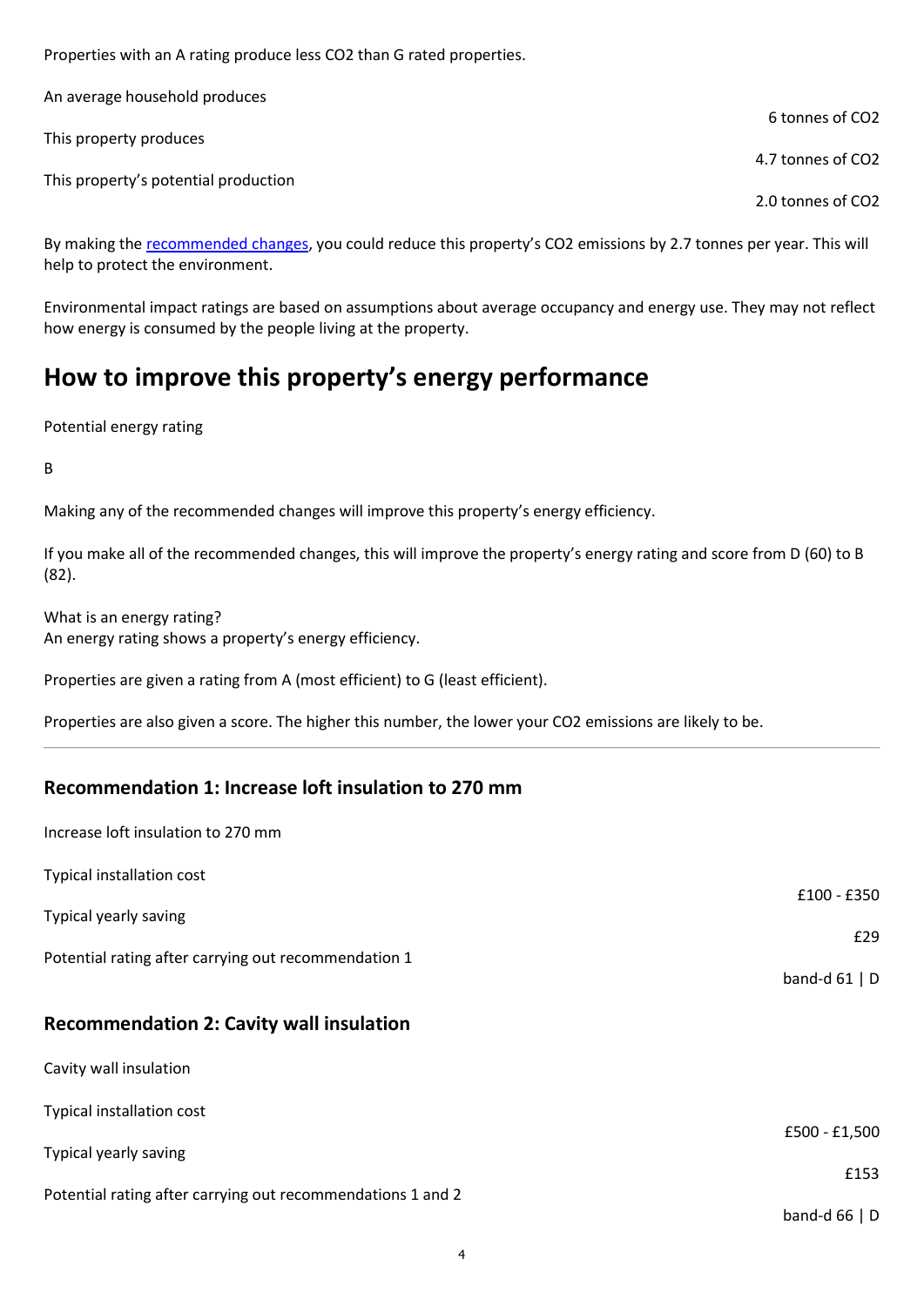Properties with an A rating produce less $CO_2$ than G rated properties.

| | |
|---|---|
| An average household produces | 6 tonnes of $CO_2$ |
| This property produces | 4.7 tonnes of $CO_2$ |
| This property's potential production | 2.0 tonnes of $CO_2$ |

By making the recommended changes, you could reduce this property's $CO_2$ emissions by 2.7 tonnes per year. This will help to protect the environment.

Environmental impact ratings are based on assumptions about average occupancy and energy use. They may not reflect how energy is consumed by the people living at the property.

# How to improve this property's energy performance

Potential energy rating

B

Making any of the recommended changes will improve this property's energy efficiency.

If you make all of the recommended changes, this will improve the property's energy rating and score from D (60) to B (82).

What is an energy rating?
An energy rating shows a property's energy efficiency.

Properties are given a rating from A (most efficient) to G (least efficient).

Properties are also given a score. The higher this number, the lower your $CO_2$ emissions are likely to be.

---

### Recommendation 1: Increase loft insulation to 270 mm

Increase loft insulation to 270 mm

| | |
|---|---|
| Typical installation cost | £100 - £350 |
| Typical yearly saving | £29 |
| Potential rating after carrying out recommendation 1 | band-d 61 \| D |

### Recommendation 2: Cavity wall insulation

Cavity wall insulation

| | |
|---|---|
| Typical installation cost | £500 - £1,500 |
| Typical yearly saving | £153 |
| Potential rating after carrying out recommendations 1 and 2 | band-d 66 \| D |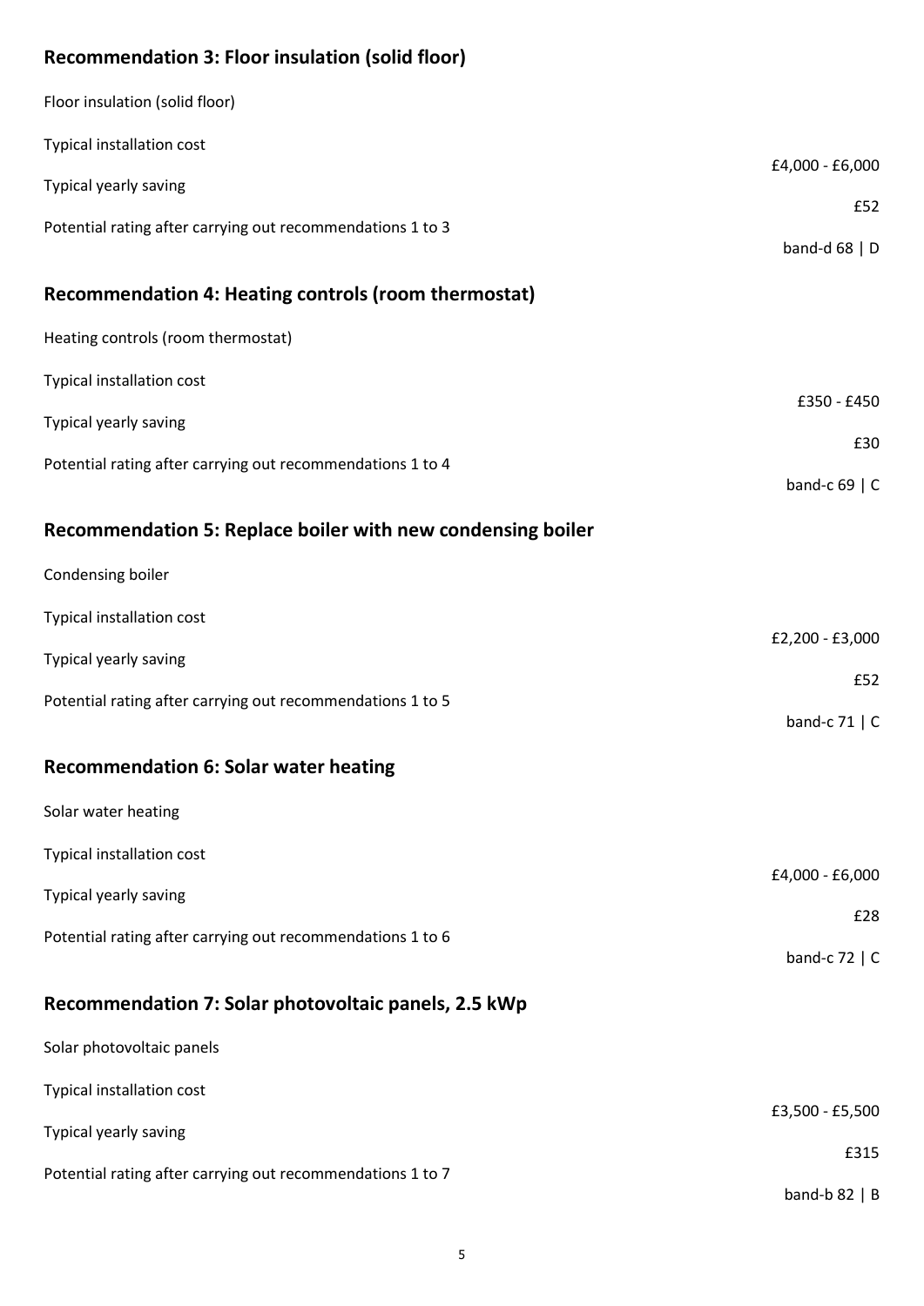## Recommendation 3: Floor insulation (solid floor)

Floor insulation (solid floor)

| | |
|---|---|
| Typical installation cost | £4,000 - £6,000 |
| Typical yearly saving | £52 |
| Potential rating after carrying out recommendations 1 to 3 | band-d 68 \| D |

## Recommendation 4: Heating controls (room thermostat)

Heating controls (room thermostat)

| | |
|---|---|
| Typical installation cost | £350 - £450 |
| Typical yearly saving | £30 |
| Potential rating after carrying out recommendations 1 to 4 | band-c 69 \| C |

## Recommendation 5: Replace boiler with new condensing boiler

Condensing boiler

| | |
|---|---|
| Typical installation cost | £2,200 - £3,000 |
| Typical yearly saving | £52 |
| Potential rating after carrying out recommendations 1 to 5 | band-c 71 \| C |

## Recommendation 6: Solar water heating

Solar water heating

| | |
|---|---|
| Typical installation cost | £4,000 - £6,000 |
| Typical yearly saving | £28 |
| Potential rating after carrying out recommendations 1 to 6 | band-c 72 \| C |

## Recommendation 7: Solar photovoltaic panels, 2.5 kWp

Solar photovoltaic panels

| | |
|---|---|
| Typical installation cost | £3,500 - £5,500 |
| Typical yearly saving | £315 |
| Potential rating after carrying out recommendations 1 to 7 | band-b 82 \| B |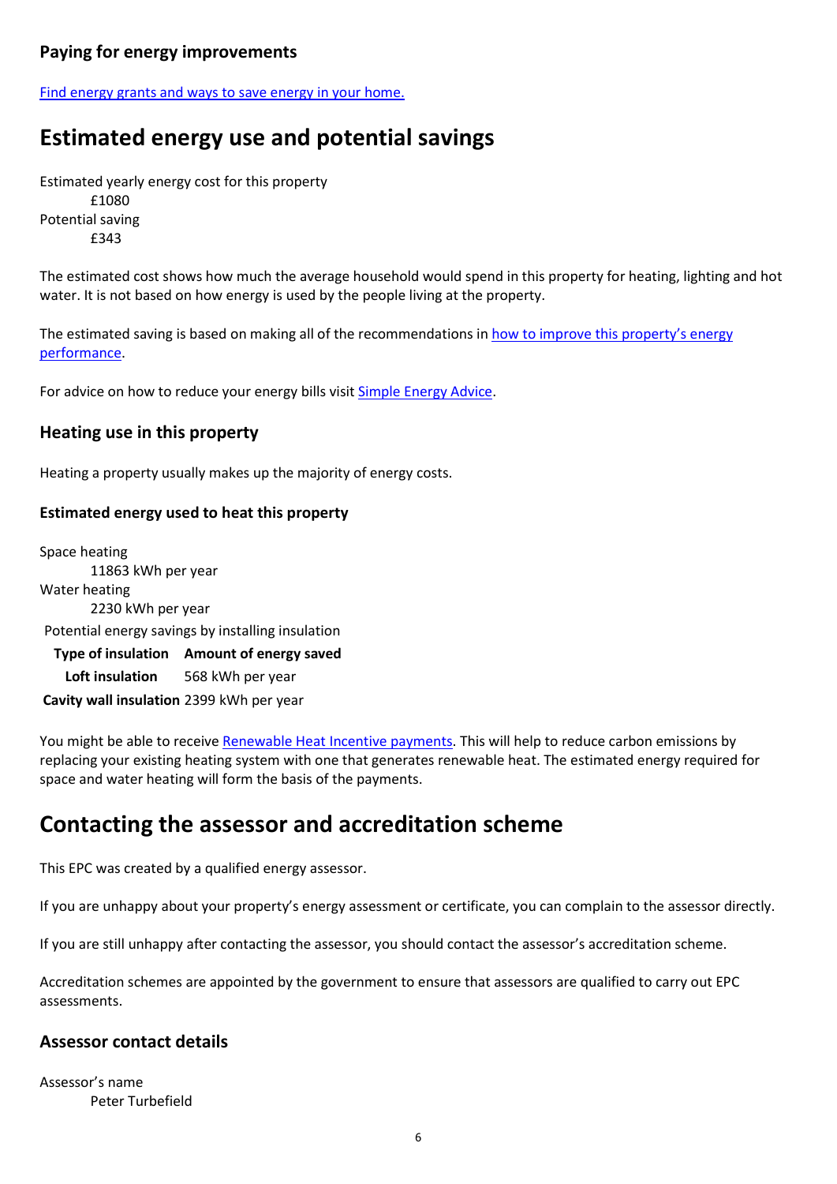### Paying for energy improvements

[Find energy grants and ways to save energy in your home.]

## Estimated energy use and potential savings

Estimated yearly energy cost for this property
£1080

Potential saving
£343

The estimated cost shows how much the average household would spend in this property for heating, lighting and hot water. It is not based on how energy is used by the people living at the property.

The estimated saving is based on making all of the recommendations in how to improve this property's energy performance.

For advice on how to reduce your energy bills visit Simple Energy Advice.

### Heating use in this property

Heating a property usually makes up the majority of energy costs.

#### Estimated energy used to heat this property

Space heating
11863 kWh per year

Water heating
2230 kWh per year

Potential energy savings by installing insulation

| Type of insulation | Amount of energy saved |
| --- | --- |
| Loft insulation | 568 kWh per year |
| Cavity wall insulation | 2399 kWh per year |

You might be able to receive Renewable Heat Incentive payments. This will help to reduce carbon emissions by replacing your existing heating system with one that generates renewable heat. The estimated energy required for space and water heating will form the basis of the payments.

## Contacting the assessor and accreditation scheme

This EPC was created by a qualified energy assessor.

If you are unhappy about your property's energy assessment or certificate, you can complain to the assessor directly.

If you are still unhappy after contacting the assessor, you should contact the assessor's accreditation scheme.

Accreditation schemes are appointed by the government to ensure that assessors are qualified to carry out EPC assessments.

### Assessor contact details

Assessor's name
Peter Turbefield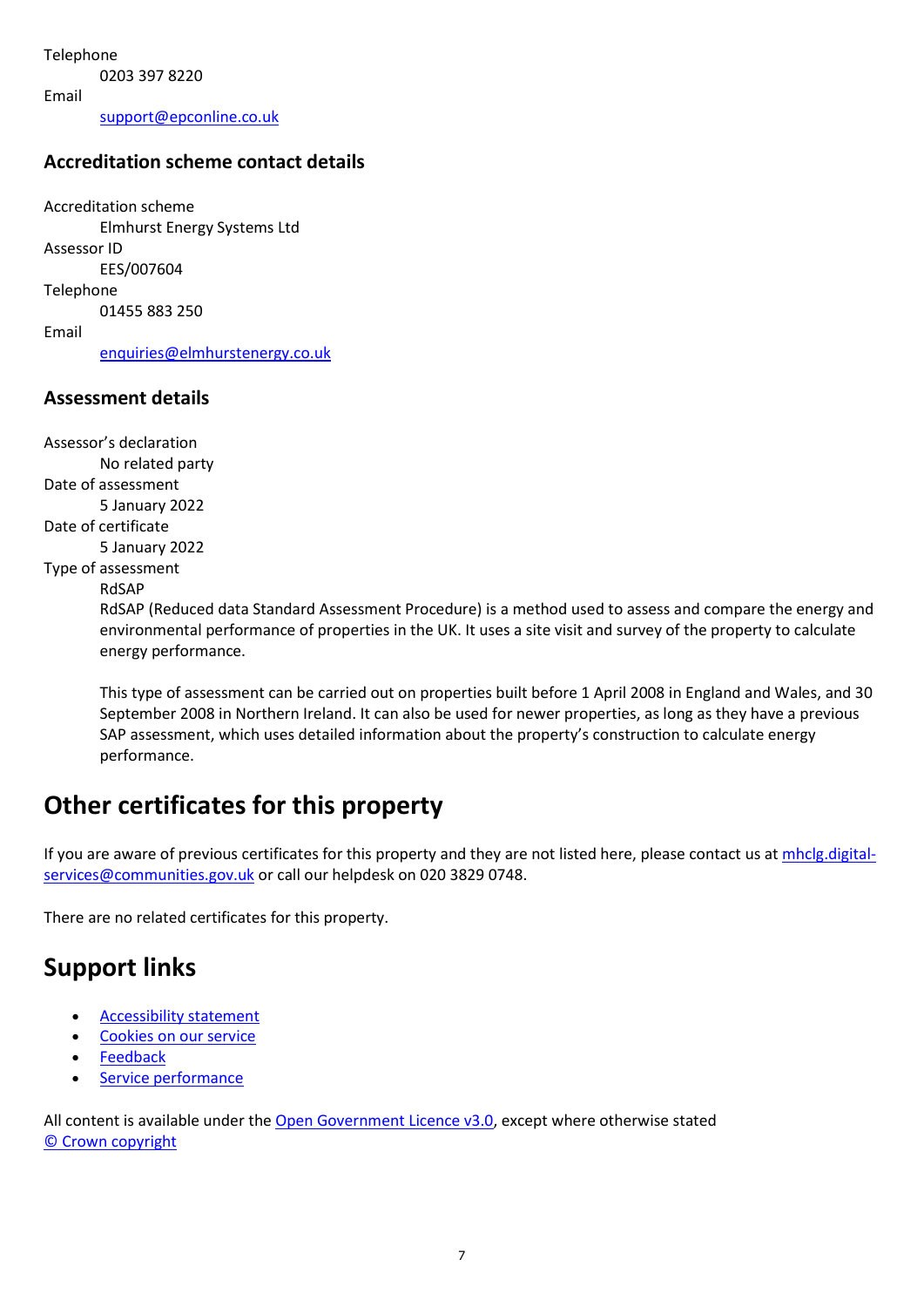Telephone

0203 397 8220

Email

support@epconline.co.uk

### Accreditation scheme contact details

Accreditation scheme

Elmhurst Energy Systems Ltd

Assessor ID

EES/007604

Telephone

01455 883 250

Email

enquiries@elmhurstenergy.co.uk

### Assessment details

Assessor's declaration

No related party

Date of assessment

5 January 2022

Date of certificate

5 January 2022

Type of assessment

RdSAP

RdSAP (Reduced data Standard Assessment Procedure) is a method used to assess and compare the energy and environmental performance of properties in the UK. It uses a site visit and survey of the property to calculate energy performance.

This type of assessment can be carried out on properties built before 1 April 2008 in England and Wales, and 30 September 2008 in Northern Ireland. It can also be used for newer properties, as long as they have a previous SAP assessment, which uses detailed information about the property's construction to calculate energy performance.

## Other certificates for this property

If you are aware of previous certificates for this property and they are not listed here, please contact us at mhclg.digital-services@communities.gov.uk or call our helpdesk on 020 3829 0748.

There are no related certificates for this property.

## Support links

- Accessibility statement
- Cookies on our service
- Feedback
- Service performance

All content is available under the Open Government Licence v3.0, except where otherwise stated
© Crown copyright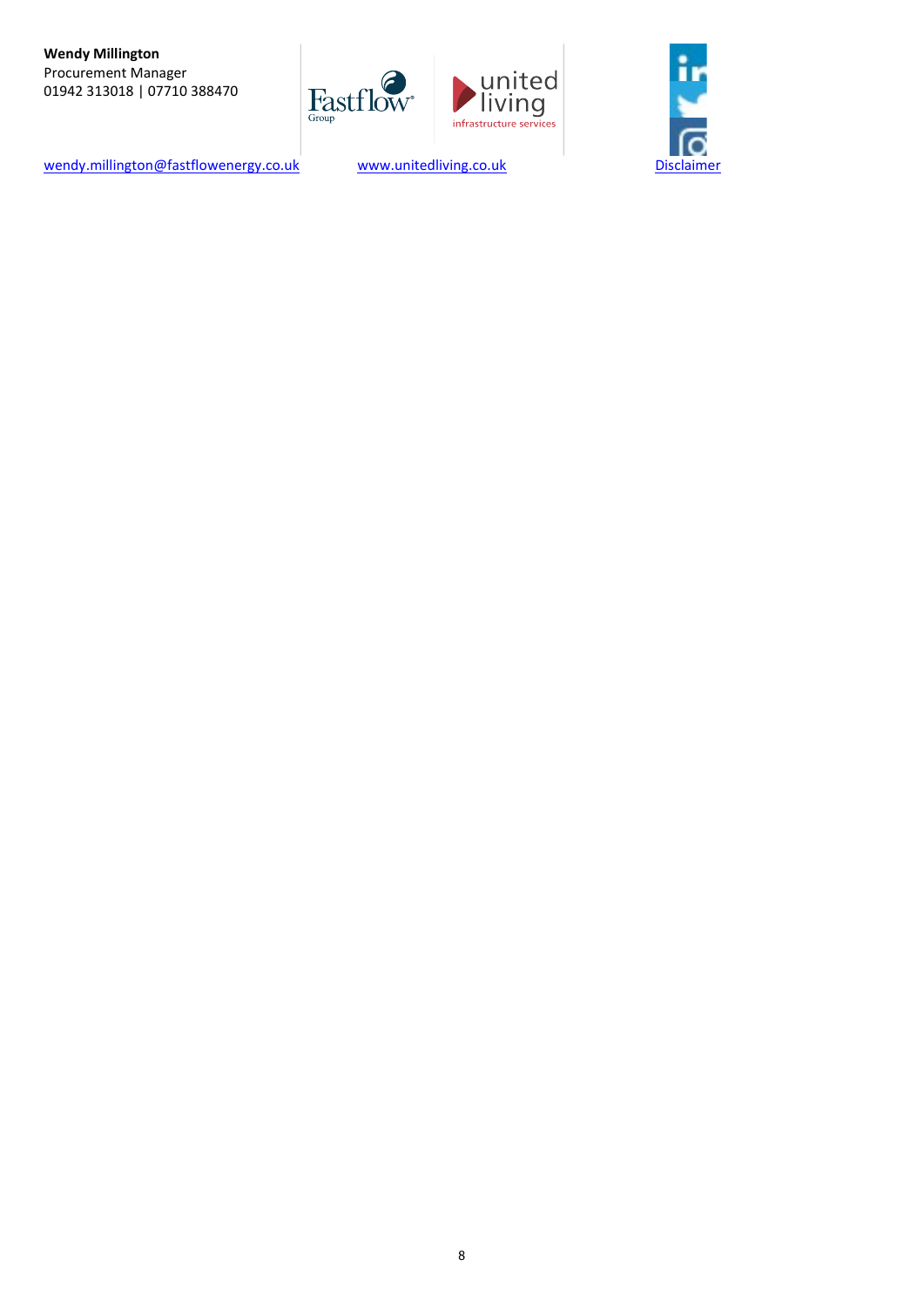**Wendy Millington**
Procurement Manager
01942 313018 | 07710 388470

wendy.millington@fastflowenergy.co.uk

www.unitedliving.co.uk

Disclaimer